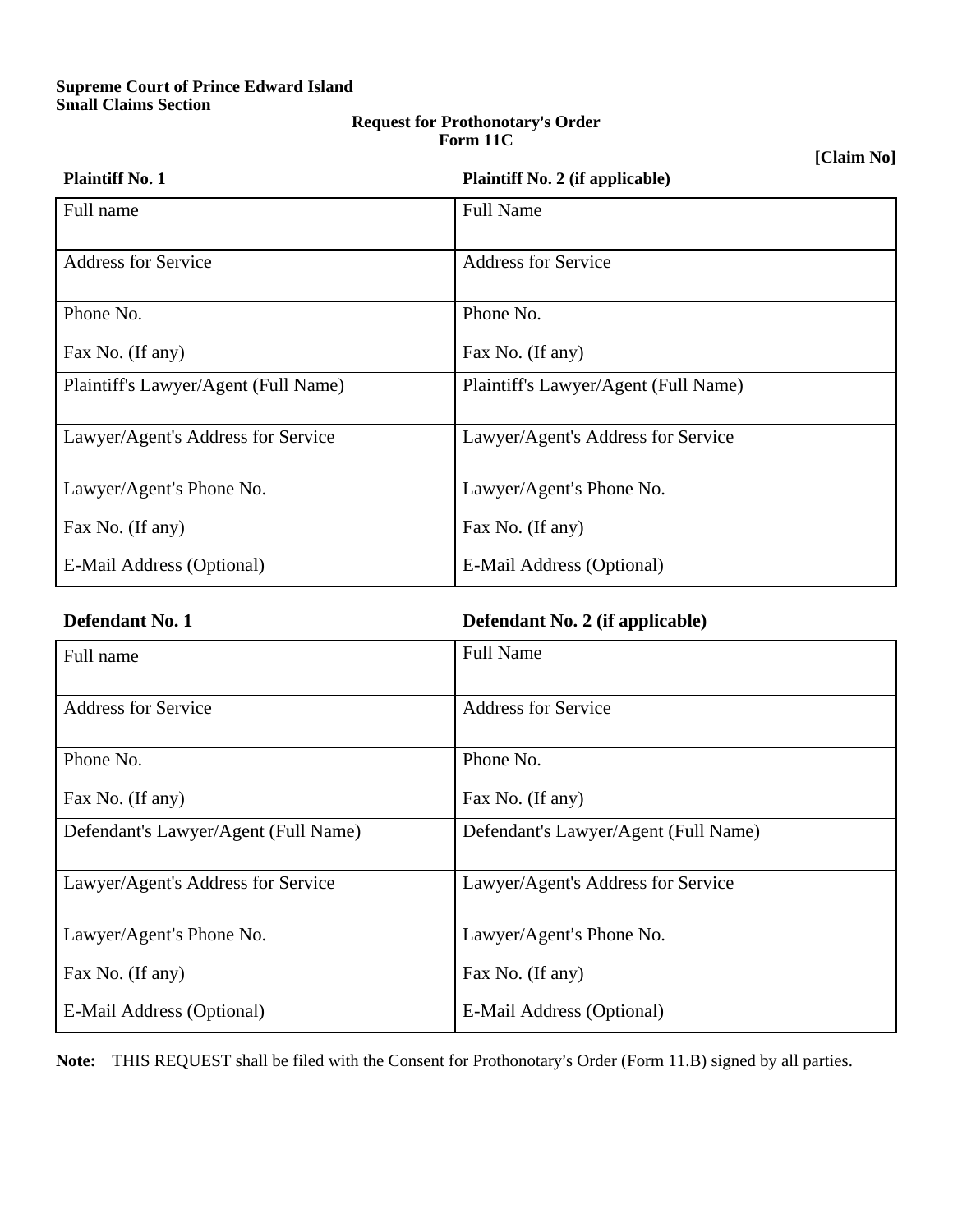**Supreme Court of Prince Edward Island**
**Small Claims Section**

**Request for Prothonotary's Order**
**Form 11C**

**[Claim No]**

| **Plaintiff No. 1** | **Plaintiff No. 2 (if applicable)** |
|---|---|
| Full name | Full Name |
| Address for Service | Address for Service |
| Phone No.<br><br>Fax No. (If any) | Phone No.<br><br>Fax No. (If any) |
| Plaintiff's Lawyer/Agent (Full Name) | Plaintiff's Lawyer/Agent (Full Name) |
| Lawyer/Agent's Address for Service | Lawyer/Agent's Address for Service |
| Lawyer/Agent's Phone No.<br><br>Fax No. (If any)<br><br>E-Mail Address (Optional) | Lawyer/Agent's Phone No.<br><br>Fax No. (If any)<br><br>E-Mail Address (Optional) |

| **Defendant No. 1** | **Defendant No. 2 (if applicable)** |
|---|---|
| Full name | Full Name |
| Address for Service | Address for Service |
| Phone No.<br><br>Fax No. (If any) | Phone No.<br><br>Fax No. (If any) |
| Defendant's Lawyer/Agent (Full Name) | Defendant's Lawyer/Agent (Full Name) |
| Lawyer/Agent's Address for Service | Lawyer/Agent's Address for Service |
| Lawyer/Agent's Phone No.<br><br>Fax No. (If any)<br><br>E-Mail Address (Optional) | Lawyer/Agent's Phone No.<br><br>Fax No. (If any)<br><br>E-Mail Address (Optional) |

**Note:** THIS REQUEST shall be filed with the Consent for Prothonotary's Order (Form 11.B) signed by all parties.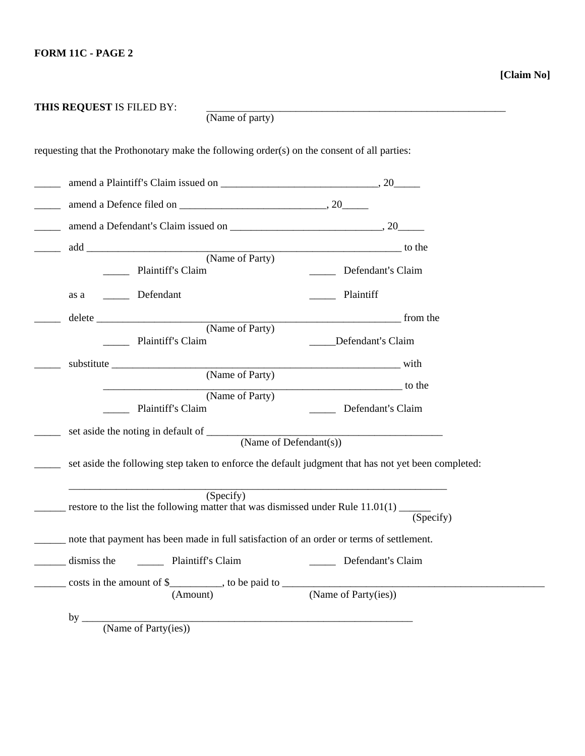**FORM 11C - PAGE 2**

**[Claim No]**

**THIS REQUEST** IS FILED BY: ____________________________________________________________
(Name of party)

requesting that the Prothonotary make the following order(s) on the consent of all parties:

_____ amend a Plaintiff's Claim issued on ______________________________, 20_____

_____ amend a Defence filed on ____________________________, 20_____

_____ amend a Defendant's Claim issued on _____________________________, 20_____

_____ add ________________________________________________________________ to the
(Name of Party)

_____ Plaintiff's Claim _____ Defendant's Claim

as a _____ Defendant _____ Plaintiff

_____ delete ______________________________________________________________ from the
(Name of Party)

_____ Plaintiff's Claim _____Defendant's Claim

_____ substitute ___________________________________________________________ with
(Name of Party)

____________________________________________________________ to the
(Name of Party)

_____ Plaintiff's Claim _____ Defendant's Claim

_____ set aside the noting in default of _______________________________________________
(Name of Defendant(s))

_____ set aside the following step taken to enforce the default judgment that has not yet been completed:

___________________________________________________________________________
(Specify)

______ restore to the list the following matter that was dismissed under Rule 11.01(1) ______
(Specify)

______ note that payment has been made in full satisfaction of an order or terms of settlement.

______ dismiss the _____ Plaintiff's Claim _____ Defendant's Claim

______ costs in the amount of $__________, to be paid to _____________________________________________________
(Amount) (Name of Party(ies))

by ____________________________________________________________________
(Name of Party(ies))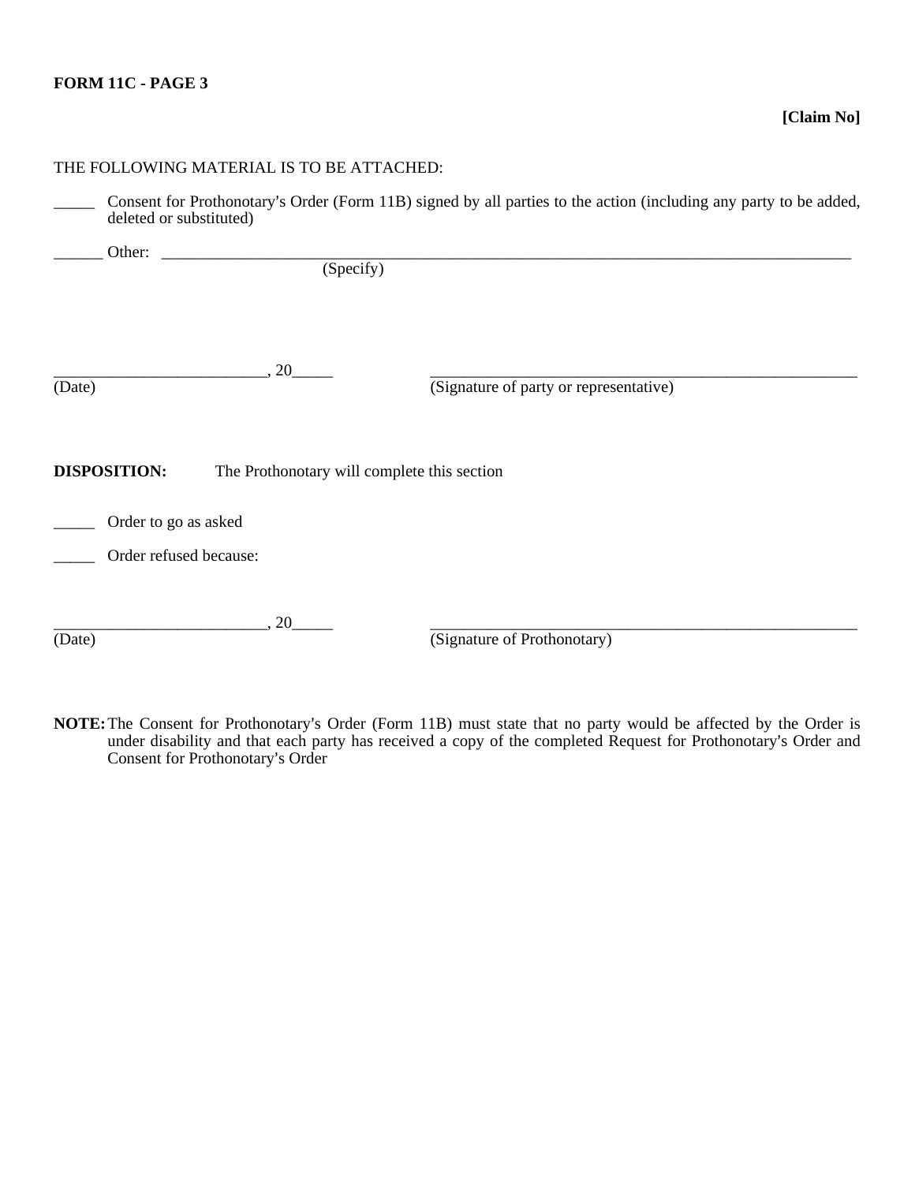**FORM 11C - PAGE 3**

**[Claim No]**

THE FOLLOWING MATERIAL IS TO BE ATTACHED:

_____ Consent for Prothonotary's Order (Form 11B) signed by all parties to the action (including any party to be added, deleted or substituted)

______ Other: ____________________________________________________________________________________
(Specify)

__________________________, 20_____ ______________________________________________________
(Date) (Signature of party or representative)

**DISPOSITION:** The Prothonotary will complete this section

_____ Order to go as asked

_____ Order refused because:

__________________________, 20_____ ______________________________________________________
(Date) (Signature of Prothonotary)

**NOTE:** The Consent for Prothonotary's Order (Form 11B) must state that no party would be affected by the Order is under disability and that each party has received a copy of the completed Request for Prothonotary's Order and Consent for Prothonotary's Order